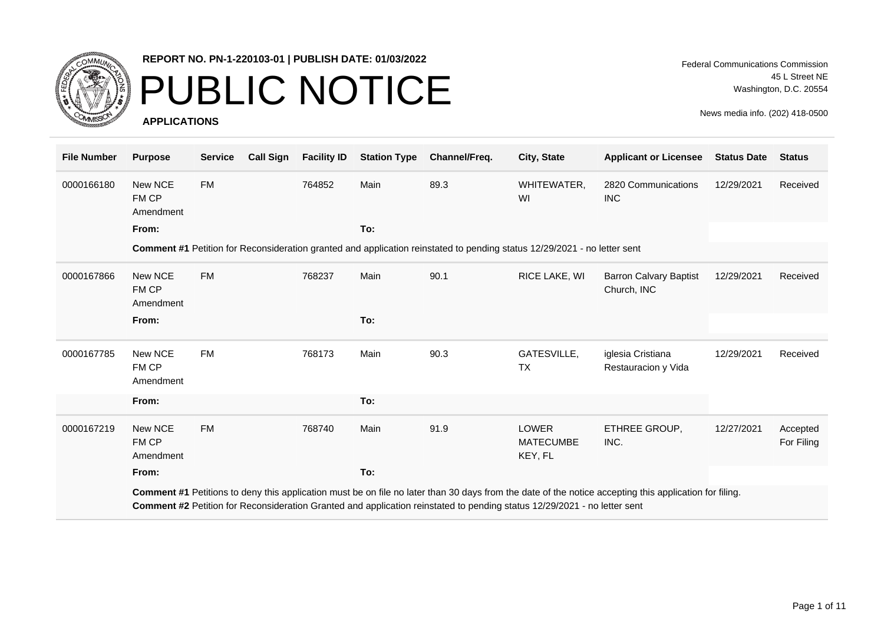**REPORT NO. PN-1-220103-01 | PUBLISH DATE: 01/03/2022**

# PUBLIC NOTICE

**APPLICATIONS**

Federal Communications Commission
45 L Street NE
Washington, D.C. 20554

News media info. (202) 418-0500

| File Number | Purpose | Service | Call Sign | Facility ID | Station Type | Channel/Freq. | City, State | Applicant or Licensee | Status Date | Status |
|---|---|---|---|---|---|---|---|---|---|---|
| 0000166180 | New NCE FM CP Amendment | FM | | 764852 | Main | 89.3 | WHITEWATER, WI | 2820 Communications INC | 12/29/2021 | Received |
| | **From:** | | | | **To:** | | | | | |
| | **Comment #1** Petition for Reconsideration granted and application reinstated to pending status 12/29/2021 - no letter sent | | | | | | | | | |
| 0000167866 | New NCE FM CP Amendment | FM | | 768237 | Main | 90.1 | RICE LAKE, WI | Barron Calvary Baptist Church, INC | 12/29/2021 | Received |
| | **From:** | | | | **To:** | | | | | |
| 0000167785 | New NCE FM CP Amendment | FM | | 768173 | Main | 90.3 | GATESVILLE, TX | iglesia Cristiana Restauracion y Vida | 12/29/2021 | Received |
| | **From:** | | | | **To:** | | | | | |
| 0000167219 | New NCE FM CP Amendment | FM | | 768740 | Main | 91.9 | LOWER MATECUMBE KEY, FL | ETHREE GROUP, INC. | 12/27/2021 | Accepted For Filing |
| | **From:** | | | | **To:** | | | | | |
| | **Comment #1** Petitions to deny this application must be on file no later than 30 days from the date of the notice accepting this application for filing.<br>**Comment #2** Petition for Reconsideration Granted and application reinstated to pending status 12/29/2021 - no letter sent | | | | | | | | | |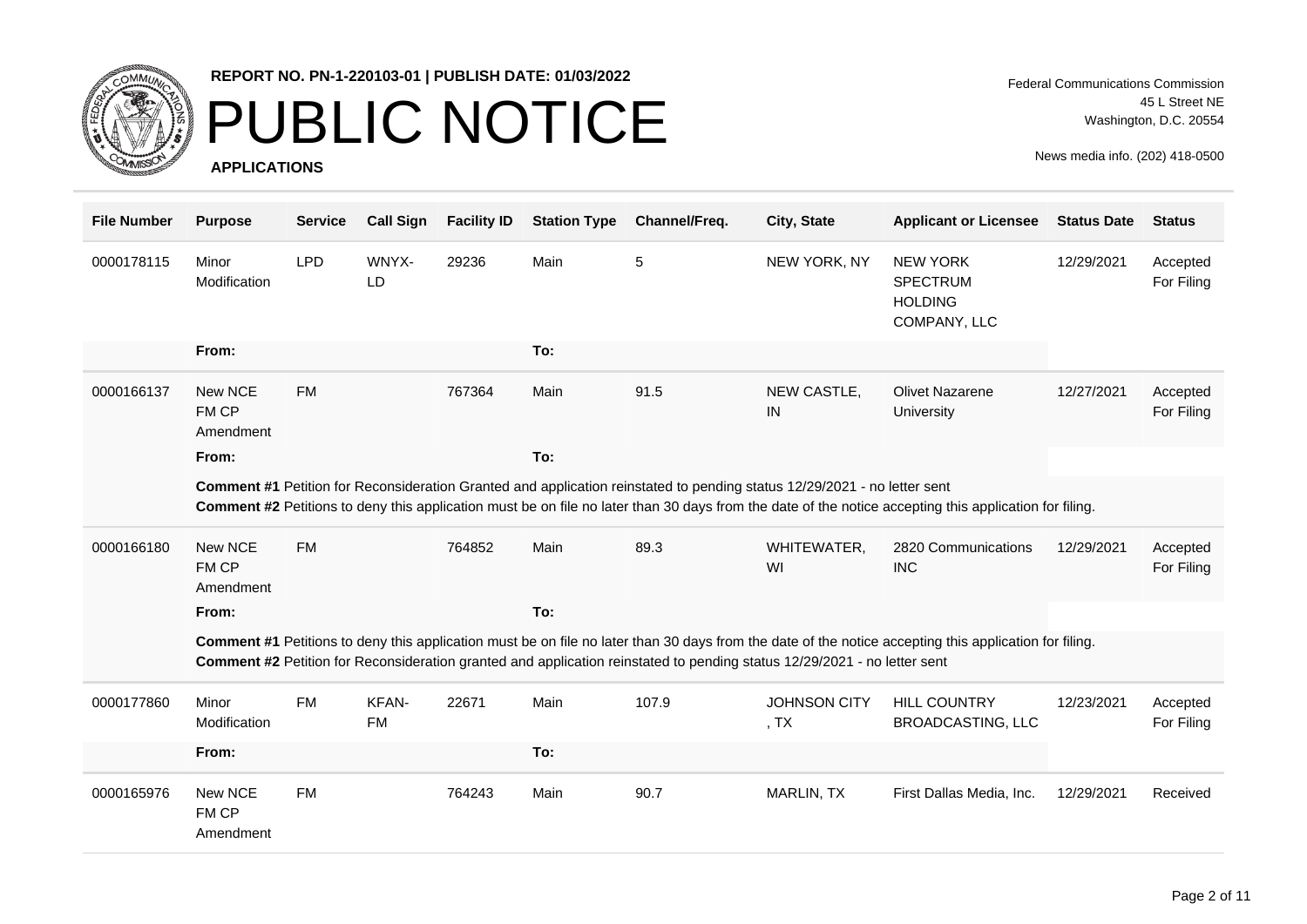**REPORT NO. PN-1-220103-01 | PUBLISH DATE: 01/03/2022**

# PUBLIC NOTICE

**APPLICATIONS**

Federal Communications Commission
45 L Street NE
Washington, D.C. 20554

News media info. (202) 418-0500

| File Number | Purpose | Service | Call Sign | Facility ID | Station Type | Channel/Freq. | City, State | Applicant or Licensee | Status Date | Status |
|---|---|---|---|---|---|---|---|---|---|---|
| 0000178115 | Minor Modification | LPD | WNYX-LD | 29236 | Main | 5 | NEW YORK, NY | NEW YORK SPECTRUM HOLDING COMPANY, LLC | 12/29/2021 | Accepted For Filing |
| | **From:** | | | | **To:** | | | | | |
| 0000166137 | New NCE FM CP Amendment | FM | | 767364 | Main | 91.5 | NEW CASTLE, IN | Olivet Nazarene University | 12/27/2021 | Accepted For Filing |
| | **From:** | | | | **To:** | | | | | |
| | **Comment #1** Petition for Reconsideration Granted and application reinstated to pending status 12/29/2021 - no letter sent<br>**Comment #2** Petitions to deny this application must be on file no later than 30 days from the date of the notice accepting this application for filing. | | | | | | | | | |
| 0000166180 | New NCE FM CP Amendment | FM | | 764852 | Main | 89.3 | WHITEWATER, WI | 2820 Communications INC | 12/29/2021 | Accepted For Filing |
| | **From:** | | | | **To:** | | | | | |
| | **Comment #1** Petitions to deny this application must be on file no later than 30 days from the date of the notice accepting this application for filing.<br>**Comment #2** Petition for Reconsideration granted and application reinstated to pending status 12/29/2021 - no letter sent | | | | | | | | | |
| 0000177860 | Minor Modification | FM | KFAN-FM | 22671 | Main | 107.9 | JOHNSON CITY , TX | HILL COUNTRY BROADCASTING, LLC | 12/23/2021 | Accepted For Filing |
| | **From:** | | | | **To:** | | | | | |
| 0000165976 | New NCE FM CP Amendment | FM | | 764243 | Main | 90.7 | MARLIN, TX | First Dallas Media, Inc. | 12/29/2021 | Received |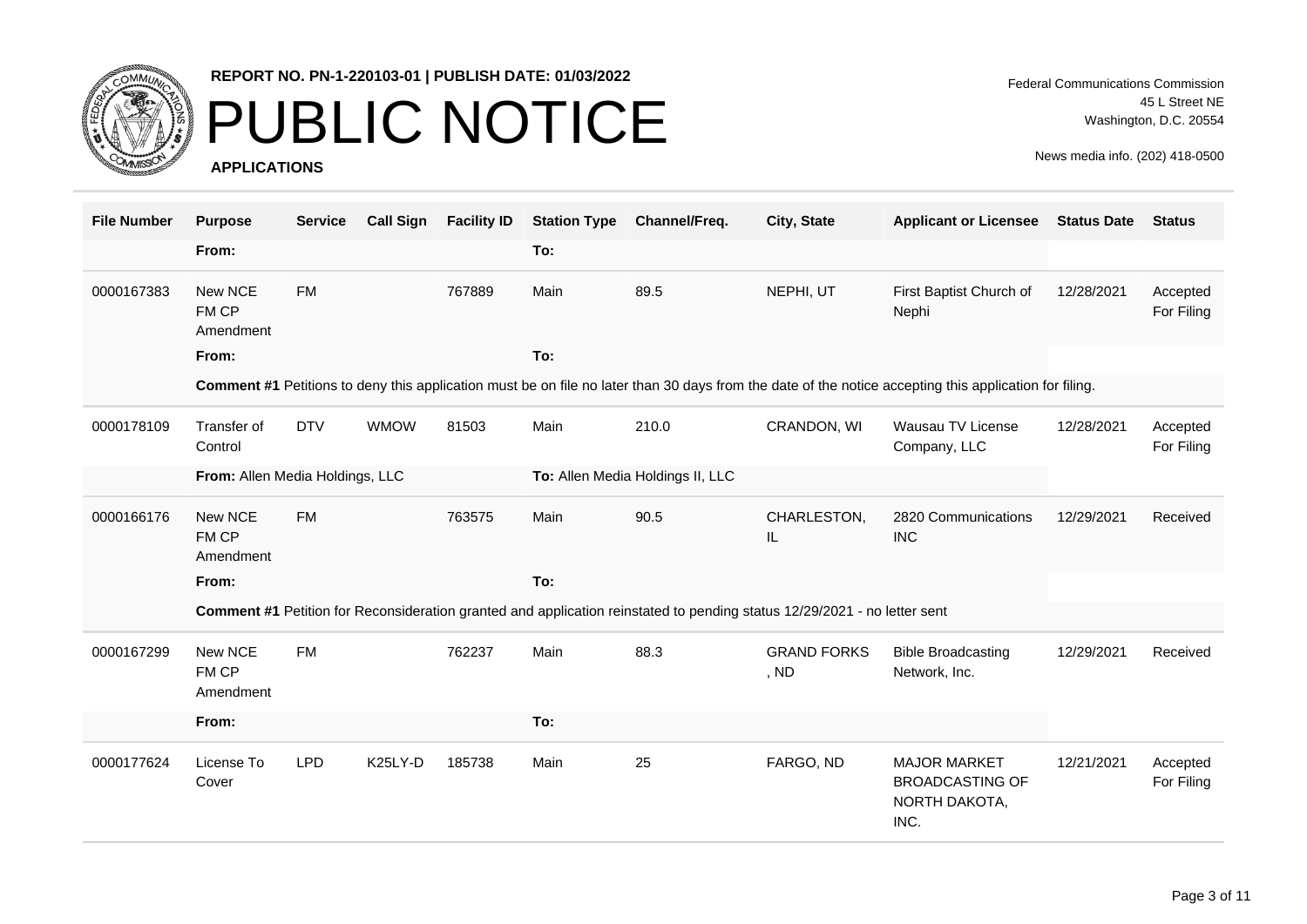REPORT NO. PN-1-220103-01 | PUBLISH DATE: 01/03/2022

# PUBLIC NOTICE

**APPLICATIONS**

Federal Communications Commission
45 L Street NE
Washington, D.C. 20554

News media info. (202) 418-0500

| File Number | Purpose | Service | Call Sign | Facility ID | Station Type | Channel/Freq. | City, State | Applicant or Licensee | Status Date | Status |
|---|---|---|---|---|---|---|---|---|---|---|
| | **From:** | | | | **To:** | | | | | |
| 0000167383 | New NCE FM CP Amendment | FM | | 767889 | Main | 89.5 | NEPHI, UT | First Baptist Church of Nephi | 12/28/2021 | Accepted For Filing |
| | **From:** | | | | **To:** | | | | | |
| | **Comment #1** Petitions to deny this application must be on file no later than 30 days from the date of the notice accepting this application for filing. | | | | | | | | | |
| 0000178109 | Transfer of Control | DTV | WMOW | 81503 | Main | 210.0 | CRANDON, WI | Wausau TV License Company, LLC | 12/28/2021 | Accepted For Filing |
| | **From:** Allen Media Holdings, LLC | | | | **To:** Allen Media Holdings II, LLC | | | | | |
| 0000166176 | New NCE FM CP Amendment | FM | | 763575 | Main | 90.5 | CHARLESTON, IL | 2820 Communications INC | 12/29/2021 | Received |
| | **From:** | | | | **To:** | | | | | |
| | **Comment #1** Petition for Reconsideration granted and application reinstated to pending status 12/29/2021 - no letter sent | | | | | | | | | |
| 0000167299 | New NCE FM CP Amendment | FM | | 762237 | Main | 88.3 | GRAND FORKS , ND | Bible Broadcasting Network, Inc. | 12/29/2021 | Received |
| | **From:** | | | | **To:** | | | | | |
| 0000177624 | License To Cover | LPD | K25LY-D | 185738 | Main | 25 | FARGO, ND | MAJOR MARKET BROADCASTING OF NORTH DAKOTA, INC. | 12/21/2021 | Accepted For Filing |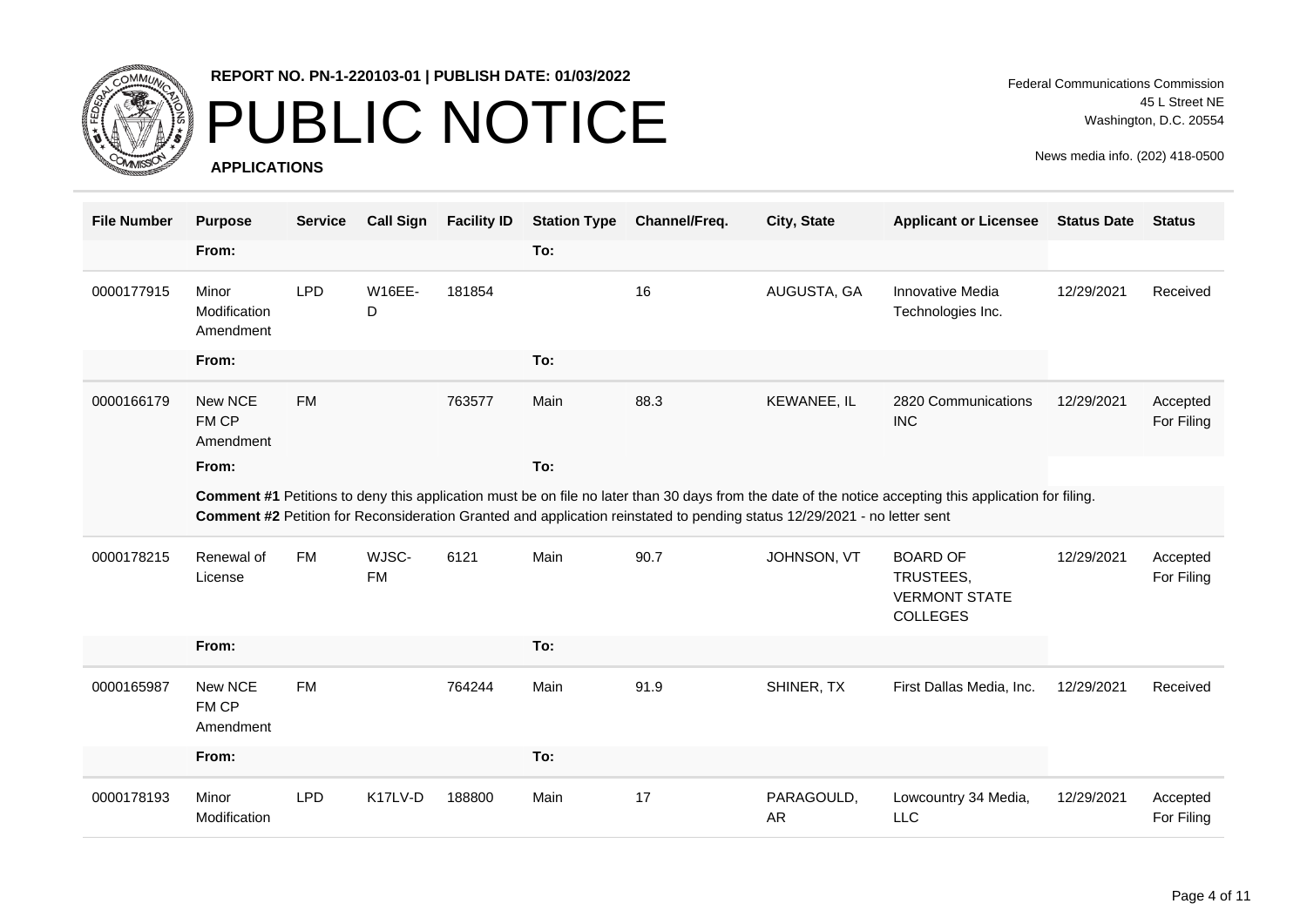**REPORT NO. PN-1-220103-01 | PUBLISH DATE: 01/03/2022**

# PUBLIC NOTICE

**APPLICATIONS**

Federal Communications Commission
45 L Street NE
Washington, D.C. 20554

News media info. (202) 418-0500

| File Number | Purpose | Service | Call Sign | Facility ID | Station Type | Channel/Freq. | City, State | Applicant or Licensee | Status Date | Status |
|---|---|---|---|---|---|---|---|---|---|---|
| | **From:** | | | | **To:** | | | | | |
| 0000177915 | Minor Modification Amendment | LPD | W16EE-D | 181854 | | 16 | AUGUSTA, GA | Innovative Media Technologies Inc. | 12/29/2021 | Received |
| | **From:** | | | | **To:** | | | | | |
| 0000166179 | New NCE FM CP Amendment | FM | | 763577 | Main | 88.3 | KEWANEE, IL | 2820 Communications INC | 12/29/2021 | Accepted For Filing |
| | **From:** | | | | **To:** | | | | | |
| | **Comment #1** Petitions to deny this application must be on file no later than 30 days from the date of the notice accepting this application for filing. **Comment #2** Petition for Reconsideration Granted and application reinstated to pending status 12/29/2021 - no letter sent | | | | | | | | | |
| 0000178215 | Renewal of License | FM | WJSC-FM | 6121 | Main | 90.7 | JOHNSON, VT | BOARD OF TRUSTEES, VERMONT STATE COLLEGES | 12/29/2021 | Accepted For Filing |
| | **From:** | | | | **To:** | | | | | |
| 0000165987 | New NCE FM CP Amendment | FM | | 764244 | Main | 91.9 | SHINER, TX | First Dallas Media, Inc. | 12/29/2021 | Received |
| | **From:** | | | | **To:** | | | | | |
| 0000178193 | Minor Modification | LPD | K17LV-D | 188800 | Main | 17 | PARAGOULD, AR | Lowcountry 34 Media, LLC | 12/29/2021 | Accepted For Filing |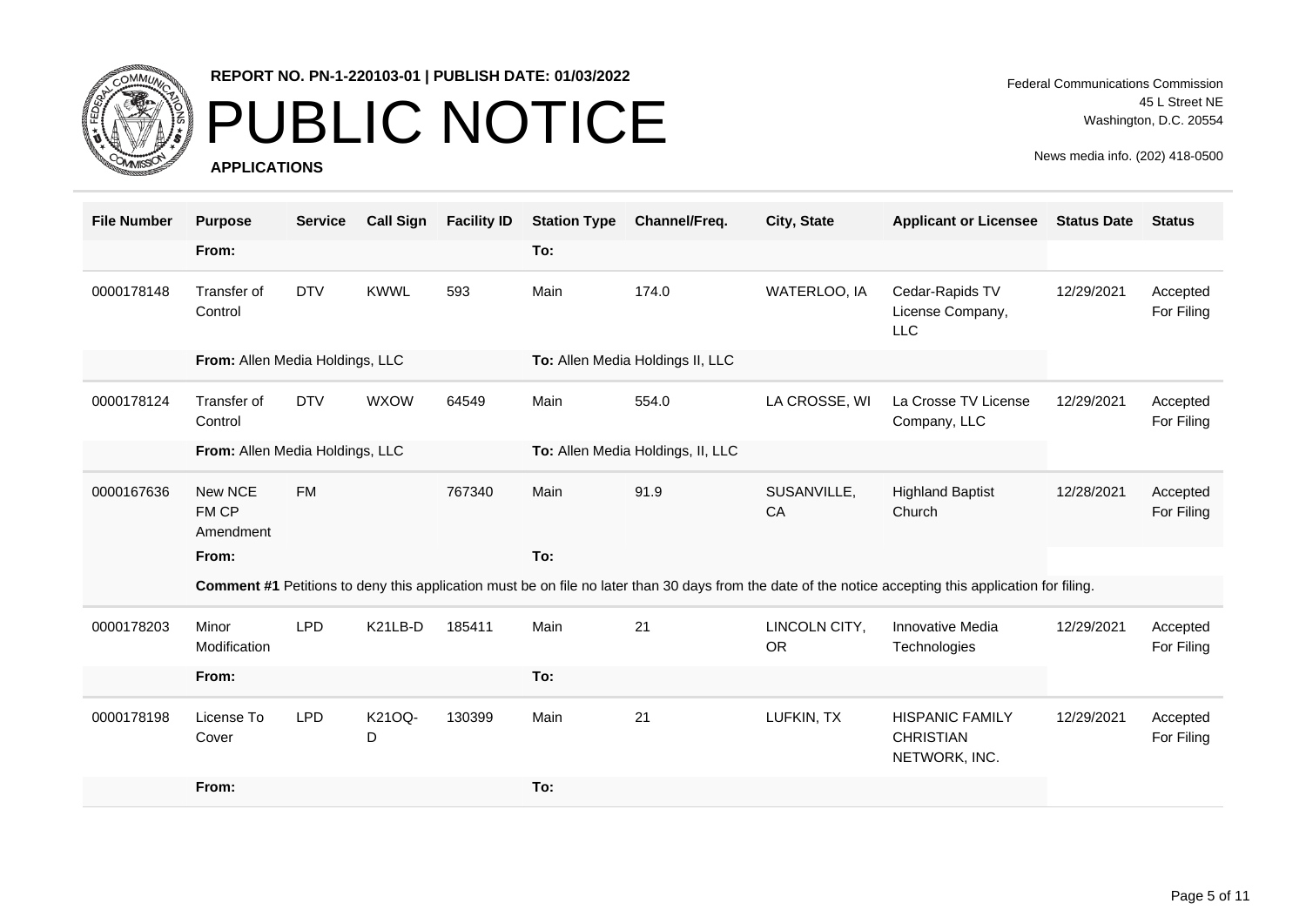**REPORT NO. PN-1-220103-01 | PUBLISH DATE: 01/03/2022**

# PUBLIC NOTICE

**APPLICATIONS**

Federal Communications Commission
45 L Street NE
Washington, D.C. 20554

News media info. (202) 418-0500

| File Number | Purpose | Service | Call Sign | Facility ID | Station Type | Channel/Freq. | City, State | Applicant or Licensee | Status Date | Status |
|---|---|---|---|---|---|---|---|---|---|---|
| | **From:** | | | | **To:** | | | | | |
| 0000178148 | Transfer of Control | DTV | KWWL | 593 | Main | 174.0 | WATERLOO, IA | Cedar-Rapids TV License Company, LLC | 12/29/2021 | Accepted For Filing |
| | **From:** Allen Media Holdings, LLC | | | | **To:** Allen Media Holdings II, LLC | | | | | |
| 0000178124 | Transfer of Control | DTV | WXOW | 64549 | Main | 554.0 | LA CROSSE, WI | La Crosse TV License Company, LLC | 12/29/2021 | Accepted For Filing |
| | **From:** Allen Media Holdings, LLC | | | | **To:** Allen Media Holdings, II, LLC | | | | | |
| 0000167636 | New NCE FM CP Amendment | FM | | 767340 | Main | 91.9 | SUSANVILLE, CA | Highland Baptist Church | 12/28/2021 | Accepted For Filing |
| | **From:** | | | | **To:** | | | | | |
| | **Comment #1** Petitions to deny this application must be on file no later than 30 days from the date of the notice accepting this application for filing. | | | | | | | | | |
| 0000178203 | Minor Modification | LPD | K21LB-D | 185411 | Main | 21 | LINCOLN CITY, OR | Innovative Media Technologies | 12/29/2021 | Accepted For Filing |
| | **From:** | | | | **To:** | | | | | |
| 0000178198 | License To Cover | LPD | K21OQ-D | 130399 | Main | 21 | LUFKIN, TX | HISPANIC FAMILY CHRISTIAN NETWORK, INC. | 12/29/2021 | Accepted For Filing |
| | **From:** | | | | **To:** | | | | | |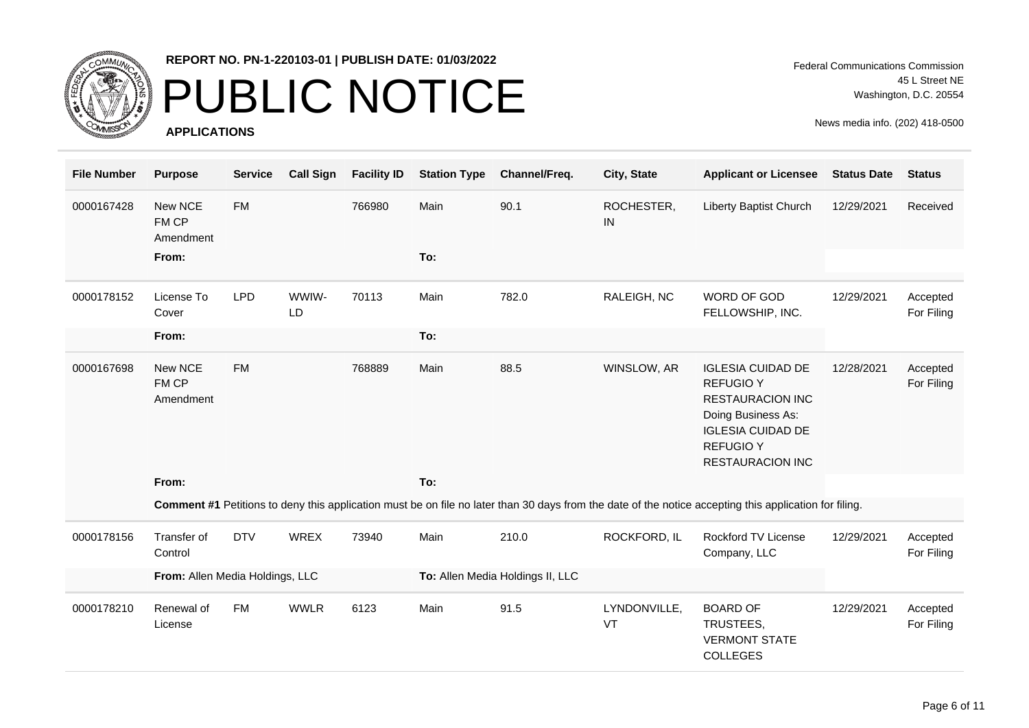**REPORT NO. PN-1-220103-01 | PUBLISH DATE: 01/03/2022**

# PUBLIC NOTICE

**APPLICATIONS**

Federal Communications Commission
45 L Street NE
Washington, D.C. 20554

News media info. (202) 418-0500

| File Number | Purpose | Service | Call Sign | Facility ID | Station Type | Channel/Freq. | City, State | Applicant or Licensee | Status Date | Status |
|---|---|---|---|---|---|---|---|---|---|---|
| 0000167428 | New NCE FM CP Amendment | FM | | 766980 | Main | 90.1 | ROCHESTER, IN | Liberty Baptist Church | 12/29/2021 | Received |
| | **From:** | | | | **To:** | | | | | |
| 0000178152 | License To Cover | LPD | WWIW-LD | 70113 | Main | 782.0 | RALEIGH, NC | WORD OF GOD FELLOWSHIP, INC. | 12/29/2021 | Accepted For Filing |
| | **From:** | | | | **To:** | | | | | |
| 0000167698 | New NCE FM CP Amendment | FM | | 768889 | Main | 88.5 | WINSLOW, AR | IGLESIA CUIDAD DE REFUGIO Y RESTAURACION INC Doing Business As: IGLESIA CUIDAD DE REFUGIO Y RESTAURACION INC | 12/28/2021 | Accepted For Filing |
| | **From:** | | | | **To:** | | | | | |
| | **Comment #1** Petitions to deny this application must be on file no later than 30 days from the date of the notice accepting this application for filing. | | | | | | | | | |
| 0000178156 | Transfer of Control | DTV | WREX | 73940 | Main | 210.0 | ROCKFORD, IL | Rockford TV License Company, LLC | 12/29/2021 | Accepted For Filing |
| | **From:** Allen Media Holdings, LLC | | | | **To:** Allen Media Holdings II, LLC | | | | | |
| 0000178210 | Renewal of License | FM | WWLR | 6123 | Main | 91.5 | LYNDONVILLE, VT | BOARD OF TRUSTEES, VERMONT STATE COLLEGES | 12/29/2021 | Accepted For Filing |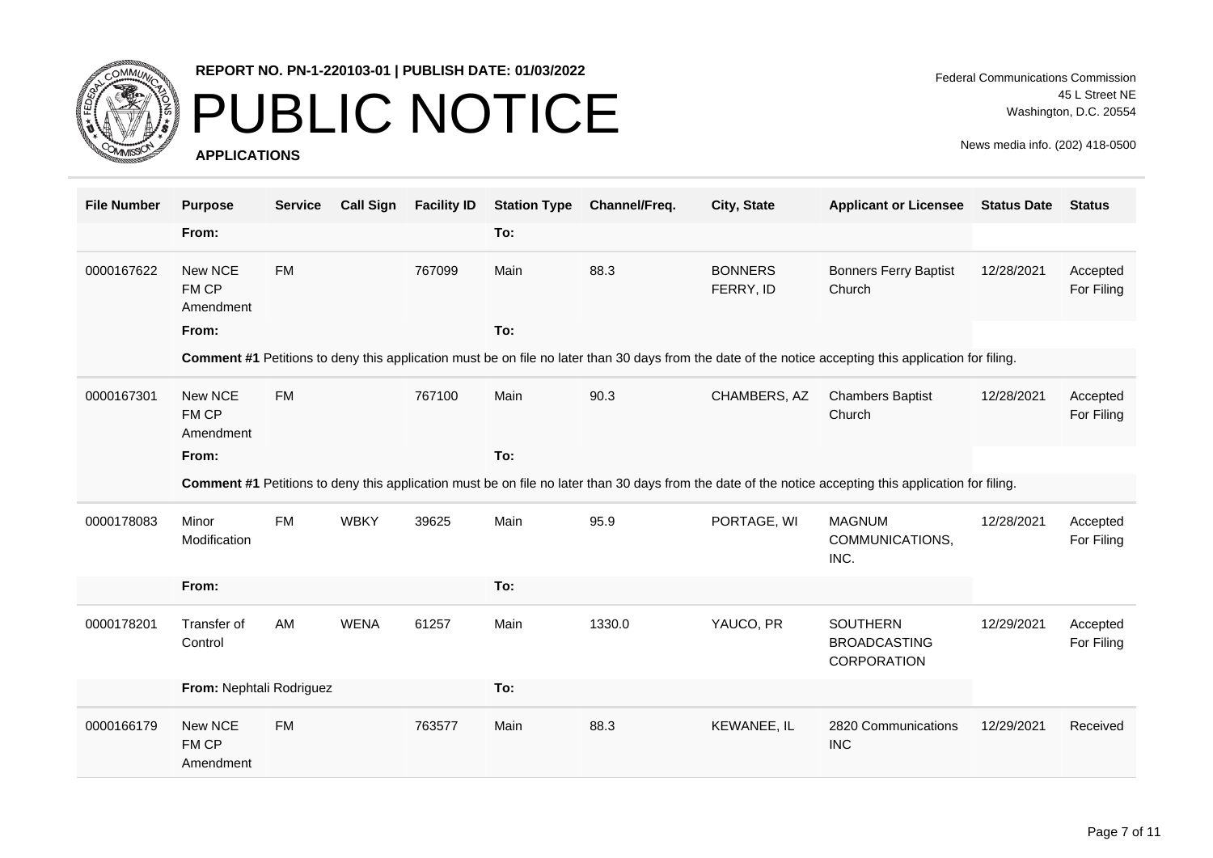REPORT NO. PN-1-220103-01 | PUBLISH DATE: 01/03/2022

# PUBLIC NOTICE

**APPLICATIONS**

Federal Communications Commission
45 L Street NE
Washington, D.C. 20554

News media info. (202) 418-0500

| File Number | Purpose | Service | Call Sign | Facility ID | Station Type | Channel/Freq. | City, State | Applicant or Licensee | Status Date | Status |
|---|---|---|---|---|---|---|---|---|---|---|
| | **From:** | | | | **To:** | | | | | |
| 0000167622 | New NCE FM CP Amendment | FM | | 767099 | Main | 88.3 | BONNERS FERRY, ID | Bonners Ferry Baptist Church | 12/28/2021 | Accepted For Filing |
| | **From:** | | | | **To:** | | | | | |
| | **Comment #1** Petitions to deny this application must be on file no later than 30 days from the date of the notice accepting this application for filing. | | | | | | | | | |
| 0000167301 | New NCE FM CP Amendment | FM | | 767100 | Main | 90.3 | CHAMBERS, AZ | Chambers Baptist Church | 12/28/2021 | Accepted For Filing |
| | **From:** | | | | **To:** | | | | | |
| | **Comment #1** Petitions to deny this application must be on file no later than 30 days from the date of the notice accepting this application for filing. | | | | | | | | | |
| 0000178083 | Minor Modification | FM | WBKY | 39625 | Main | 95.9 | PORTAGE, WI | MAGNUM COMMUNICATIONS, INC. | 12/28/2021 | Accepted For Filing |
| | **From:** | | | | **To:** | | | | | |
| 0000178201 | Transfer of Control | AM | WENA | 61257 | Main | 1330.0 | YAUCO, PR | SOUTHERN BROADCASTING CORPORATION | 12/29/2021 | Accepted For Filing |
| | **From:** Nephtali Rodriguez | | | | **To:** | | | | | |
| 0000166179 | New NCE FM CP Amendment | FM | | 763577 | Main | 88.3 | KEWANEE, IL | 2820 Communications INC | 12/29/2021 | Received |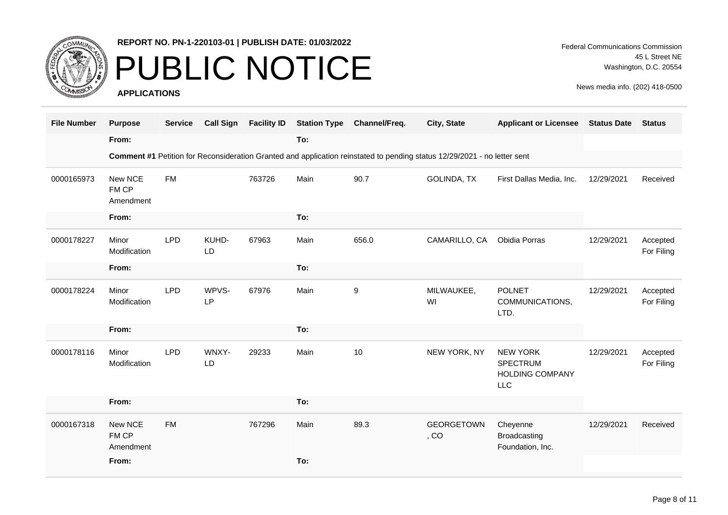REPORT NO. PN-1-220103-01 | PUBLISH DATE: 01/03/2022

# PUBLIC NOTICE

**APPLICATIONS**

Federal Communications Commission
45 L Street NE
Washington, D.C. 20554

News media info. (202) 418-0500

| File Number | Purpose | Service | Call Sign | Facility ID | Station Type | Channel/Freq. | City, State | Applicant or Licensee | Status Date | Status |
|---|---|---|---|---|---|---|---|---|---|---|
| | From: | | | | To: | | | | | |
| | **Comment #1** Petition for Reconsideration Granted and application reinstated to pending status 12/29/2021 - no letter sent | | | | | | | | | |
| 0000165973 | New NCE FM CP Amendment | FM | | 763726 | Main | 90.7 | GOLINDA, TX | First Dallas Media, Inc. | 12/29/2021 | Received |
| | From: | | | | To: | | | | | |
| 0000178227 | Minor Modification | LPD | KUHD-LD | 67963 | Main | 656.0 | CAMARILLO, CA | Obidia Porras | 12/29/2021 | Accepted For Filing |
| | From: | | | | To: | | | | | |
| 0000178224 | Minor Modification | LPD | WPVS-LP | 67976 | Main | 9 | MILWAUKEE, WI | POLNET COMMUNICATIONS, LTD. | 12/29/2021 | Accepted For Filing |
| | From: | | | | To: | | | | | |
| 0000178116 | Minor Modification | LPD | WNXY-LD | 29233 | Main | 10 | NEW YORK, NY | NEW YORK SPECTRUM HOLDING COMPANY LLC | 12/29/2021 | Accepted For Filing |
| | From: | | | | To: | | | | | |
| 0000167318 | New NCE FM CP Amendment | FM | | 767296 | Main | 89.3 | GEORGETOWN, CO | Cheyenne Broadcasting Foundation, Inc. | 12/29/2021 | Received |
| | From: | | | | To: | | | | | |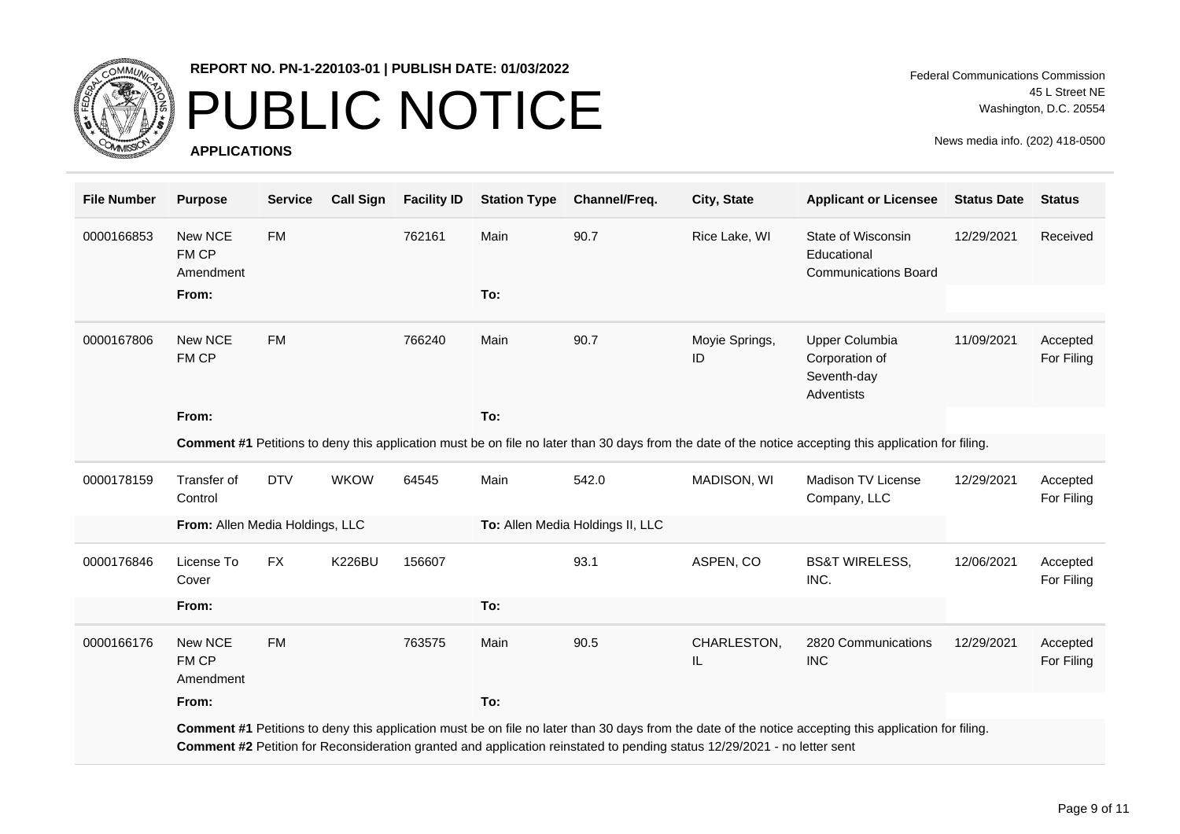**REPORT NO. PN-1-220103-01 | PUBLISH DATE: 01/03/2022**

# PUBLIC NOTICE

**APPLICATIONS**

Federal Communications Commission
45 L Street NE
Washington, D.C. 20554

News media info. (202) 418-0500

| File Number | Purpose | Service | Call Sign | Facility ID | Station Type | Channel/Freq. | City, State | Applicant or Licensee | Status Date | Status |
|---|---|---|---|---|---|---|---|---|---|---|
| 0000166853 | New NCE FM CP Amendment | FM | | 762161 | Main | 90.7 | Rice Lake, WI | State of Wisconsin Educational Communications Board | 12/29/2021 | Received |
| | From: | | | | To: | | | | | |
| 0000167806 | New NCE FM CP | FM | | 766240 | Main | 90.7 | Moyie Springs, ID | Upper Columbia Corporation of Seventh-day Adventists | 11/09/2021 | Accepted For Filing |
| | From: | | | | To: | | | | | |
| | **Comment #1** Petitions to deny this application must be on file no later than 30 days from the date of the notice accepting this application for filing. | | | | | | | | | |
| 0000178159 | Transfer of Control | DTV | WKOW | 64545 | Main | 542.0 | MADISON, WI | Madison TV License Company, LLC | 12/29/2021 | Accepted For Filing |
| | From: Allen Media Holdings, LLC | | | | To: Allen Media Holdings II, LLC | | | | | |
| 0000176846 | License To Cover | FX | K226BU | 156607 | | 93.1 | ASPEN, CO | BS&T WIRELESS, INC. | 12/06/2021 | Accepted For Filing |
| | From: | | | | To: | | | | | |
| 0000166176 | New NCE FM CP Amendment | FM | | 763575 | Main | 90.5 | CHARLESTON, IL | 2820 Communications INC | 12/29/2021 | Accepted For Filing |
| | From: | | | | To: | | | | | |
| | **Comment #1** Petitions to deny this application must be on file no later than 30 days from the date of the notice accepting this application for filing. **Comment #2** Petition for Reconsideration granted and application reinstated to pending status 12/29/2021 - no letter sent | | | | | | | | | |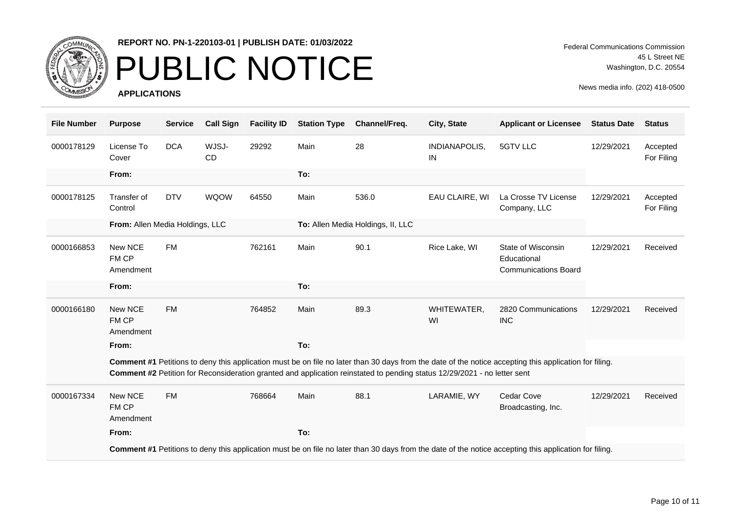**REPORT NO. PN-1-220103-01 | PUBLISH DATE: 01/03/2022**

# PUBLIC NOTICE

**APPLICATIONS**

Federal Communications Commission
45 L Street NE
Washington, D.C. 20554

News media info. (202) 418-0500

| File Number | Purpose | Service | Call Sign | Facility ID | Station Type | Channel/Freq. | City, State | Applicant or Licensee | Status Date | Status |
|---|---|---|---|---|---|---|---|---|---|---|
| 0000178129 | License To Cover | DCA | WJSJ-CD | 29292 | Main | 28 | INDIANAPOLIS, IN | 5GTV LLC | 12/29/2021 | Accepted For Filing |
| | **From:** | | | | **To:** | | | | | |
| 0000178125 | Transfer of Control | DTV | WQOW | 64550 | Main | 536.0 | EAU CLAIRE, WI | La Crosse TV License Company, LLC | 12/29/2021 | Accepted For Filing |
| | **From:** Allen Media Holdings, LLC | | | | **To:** Allen Media Holdings, II, LLC | | | | | |
| 0000166853 | New NCE FM CP Amendment | FM | | 762161 | Main | 90.1 | Rice Lake, WI | State of Wisconsin Educational Communications Board | 12/29/2021 | Received |
| | **From:** | | | | **To:** | | | | | |
| 0000166180 | New NCE FM CP Amendment | FM | | 764852 | Main | 89.3 | WHITEWATER, WI | 2820 Communications INC | 12/29/2021 | Received |
| | **From:** | | | | **To:** | | | | | |
| | **Comment #1** Petitions to deny this application must be on file no later than 30 days from the date of the notice accepting this application for filing. **Comment #2** Petition for Reconsideration granted and application reinstated to pending status 12/29/2021 - no letter sent | | | | | | | | | |
| 0000167334 | New NCE FM CP Amendment | FM | | 768664 | Main | 88.1 | LARAMIE, WY | Cedar Cove Broadcasting, Inc. | 12/29/2021 | Received |
| | **From:** | | | | **To:** | | | | | |
| | **Comment #1** Petitions to deny this application must be on file no later than 30 days from the date of the notice accepting this application for filing. | | | | | | | | | |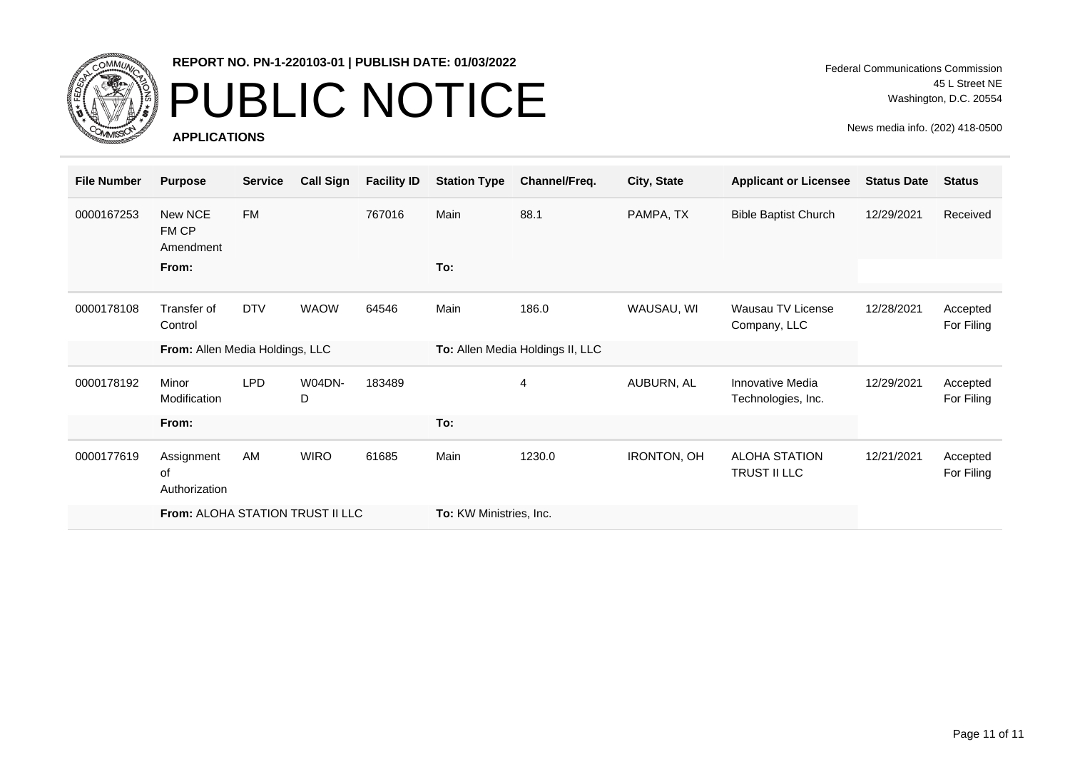**REPORT NO. PN-1-220103-01 | PUBLISH DATE: 01/03/2022**

# PUBLIC NOTICE

**APPLICATIONS**

Federal Communications Commission
45 L Street NE
Washington, D.C. 20554

News media info. (202) 418-0500

| File Number | Purpose | Service | Call Sign | Facility ID | Station Type | Channel/Freq. | City, State | Applicant or Licensee | Status Date | Status |
|---|---|---|---|---|---|---|---|---|---|---|
| 0000167253 | New NCE FM CP Amendment | FM | | 767016 | Main | 88.1 | PAMPA, TX | Bible Baptist Church | 12/29/2021 | Received |
| | **From:** | | | | **To:** | | | | | |
| 0000178108 | Transfer of Control | DTV | WAOW | 64546 | Main | 186.0 | WAUSAU, WI | Wausau TV License Company, LLC | 12/28/2021 | Accepted For Filing |
| | **From:** Allen Media Holdings, LLC | | | | **To:** Allen Media Holdings II, LLC | | | | | |
| 0000178192 | Minor Modification | LPD | W04DN-D | 183489 | | 4 | AUBURN, AL | Innovative Media Technologies, Inc. | 12/29/2021 | Accepted For Filing |
| | **From:** | | | | **To:** | | | | | |
| 0000177619 | Assignment of Authorization | AM | WIRO | 61685 | Main | 1230.0 | IRONTON, OH | ALOHA STATION TRUST II LLC | 12/21/2021 | Accepted For Filing |
| | **From:** ALOHA STATION TRUST II LLC | | | | **To:** KW Ministries, Inc. | | | | | |